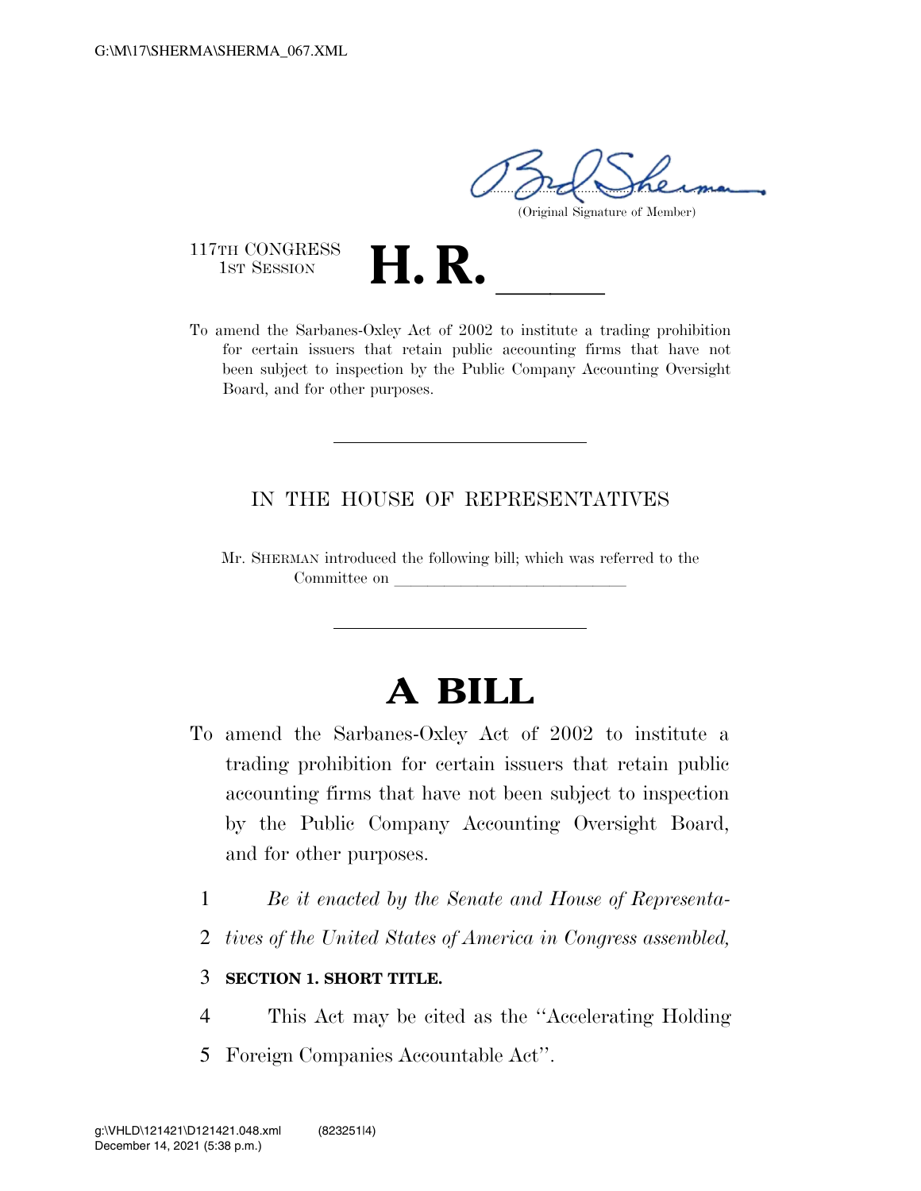G:\M\17\SHERMA\SHERMA_067.XML

(Original Signature of Member)

117TH CONGRESS
1ST SESSION

# H. R. \_\_\_\_\_\_

To amend the Sarbanes-Oxley Act of 2002 to institute a trading prohibition for certain issuers that retain public accounting firms that have not been subject to inspection by the Public Company Accounting Oversight Board, and for other purposes.

---

IN THE HOUSE OF REPRESENTATIVES

Mr. SHERMAN introduced the following bill; which was referred to the Committee on \_\_\_\_\_\_\_\_\_\_\_\_\_\_\_\_\_\_\_\_\_\_\_\_\_\_\_\_

---

# A BILL

To amend the Sarbanes-Oxley Act of 2002 to institute a trading prohibition for certain issuers that retain public accounting firms that have not been subject to inspection by the Public Company Accounting Oversight Board, and for other purposes.

1 *Be it enacted by the Senate and House of Representa-*
2 *tives of the United States of America in Congress assembled,*

3 **SECTION 1. SHORT TITLE.**

4 This Act may be cited as the ''Accelerating Holding
5 Foreign Companies Accountable Act''.

g:\VHLD\121421\D121421.048.xml (823251|4)
December 14, 2021 (5:38 p.m.)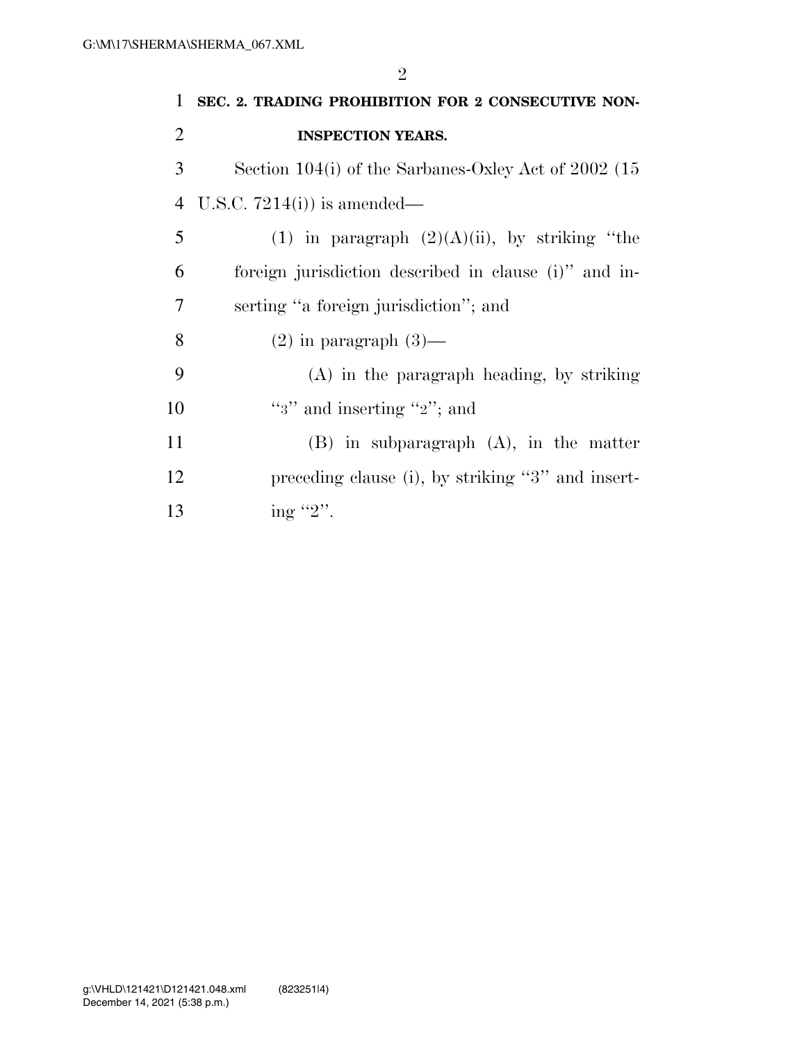**SEC. 2. TRADING PROHIBITION FOR 2 CONSECUTIVE NON-INSPECTION YEARS.**

Section 104(i) of the Sarbanes-Oxley Act of 2002 (15 U.S.C. 7214(i)) is amended—

(1) in paragraph (2)(A)(ii), by striking "the foreign jurisdiction described in clause (i)" and inserting "a foreign jurisdiction"; and

(2) in paragraph (3)—

(A) in the paragraph heading, by striking "3" and inserting "2"; and

(B) in subparagraph (A), in the matter preceding clause (i), by striking "3" and inserting "2".